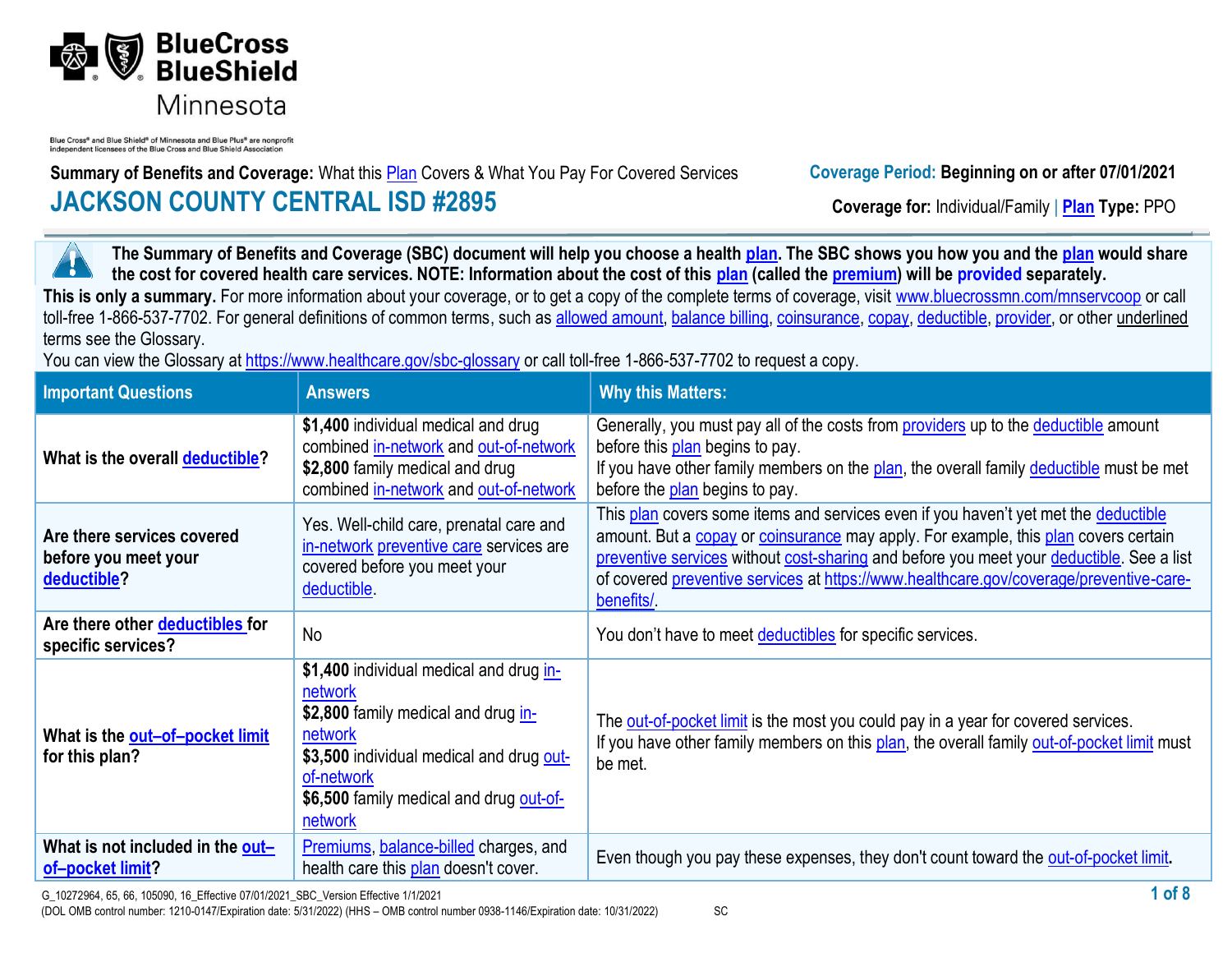Blue Cross® and Blue Shield® of Minnesota and Blue Plus® are nonprofit independent licensees of the Blue Cross and Blue Shield Association

**Summary of Benefits and Coverage:** What this Plan Covers & What You Pay For Covered Services

**Coverage Period: Beginning on or after 07/01/2021**

# JACKSON COUNTY CENTRAL ISD #2895

**Coverage for:** Individual/Family | **Plan Type:** PPO

**The Summary of Benefits and Coverage (SBC) document will help you choose a health plan. The SBC shows you how you and the plan would share the cost for covered health care services. NOTE: Information about the cost of this plan (called the premium) will be provided separately.**

**This is only a summary.** For more information about your coverage, or to get a copy of the complete terms of coverage, visit www.bluecrossmn.com/mnservcoop or call toll-free 1-866-537-7702. For general definitions of common terms, such as allowed amount, balance billing, coinsurance, copay, deductible, provider, or other underlined terms see the Glossary.

You can view the Glossary at https://www.healthcare.gov/sbc-glossary or call toll-free 1-866-537-7702 to request a copy.

| Important Questions | Answers | Why this Matters: |
|---|---|---|
| **What is the overall deductible?** | **$1,400** individual medical and drug combined in-network and out-of-network<br>**$2,800** family medical and drug combined in-network and out-of-network | Generally, you must pay all of the costs from providers up to the deductible amount before this plan begins to pay.<br>If you have other family members on the plan, the overall family deductible must be met before the plan begins to pay. |
| **Are there services covered before you meet your deductible?** | Yes. Well-child care, prenatal care and in-network preventive care services are covered before you meet your deductible. | This plan covers some items and services even if you haven't yet met the deductible amount. But a copay or coinsurance may apply. For example, this plan covers certain preventive services without cost-sharing and before you meet your deductible. See a list of covered preventive services at https://www.healthcare.gov/coverage/preventive-care-benefits/. |
| **Are there other deductibles for specific services?** | No | You don't have to meet deductibles for specific services. |
| **What is the out-of-pocket limit for this plan?** | **$1,400** individual medical and drug in-network<br>**$2,800** family medical and drug in-network<br>**$3,500** individual medical and drug out-of-network<br>**$6,500** family medical and drug out-of-network | The out-of-pocket limit is the most you could pay in a year for covered services.<br>If you have other family members on this plan, the overall family out-of-pocket limit must be met. |
| **What is not included in the out-of-pocket limit?** | Premiums, balance-billed charges, and health care this plan doesn't cover. | Even though you pay these expenses, they don't count toward the out-of-pocket limit. |

G_10272964, 65, 66, 105090, 16_Effective 07/01/2021_SBC_Version Effective 1/1/2021
(DOL OMB control number: 1210-0147/Expiration date: 5/31/2022) (HHS – OMB control number 0938-1146/Expiration date: 10/31/2022) SC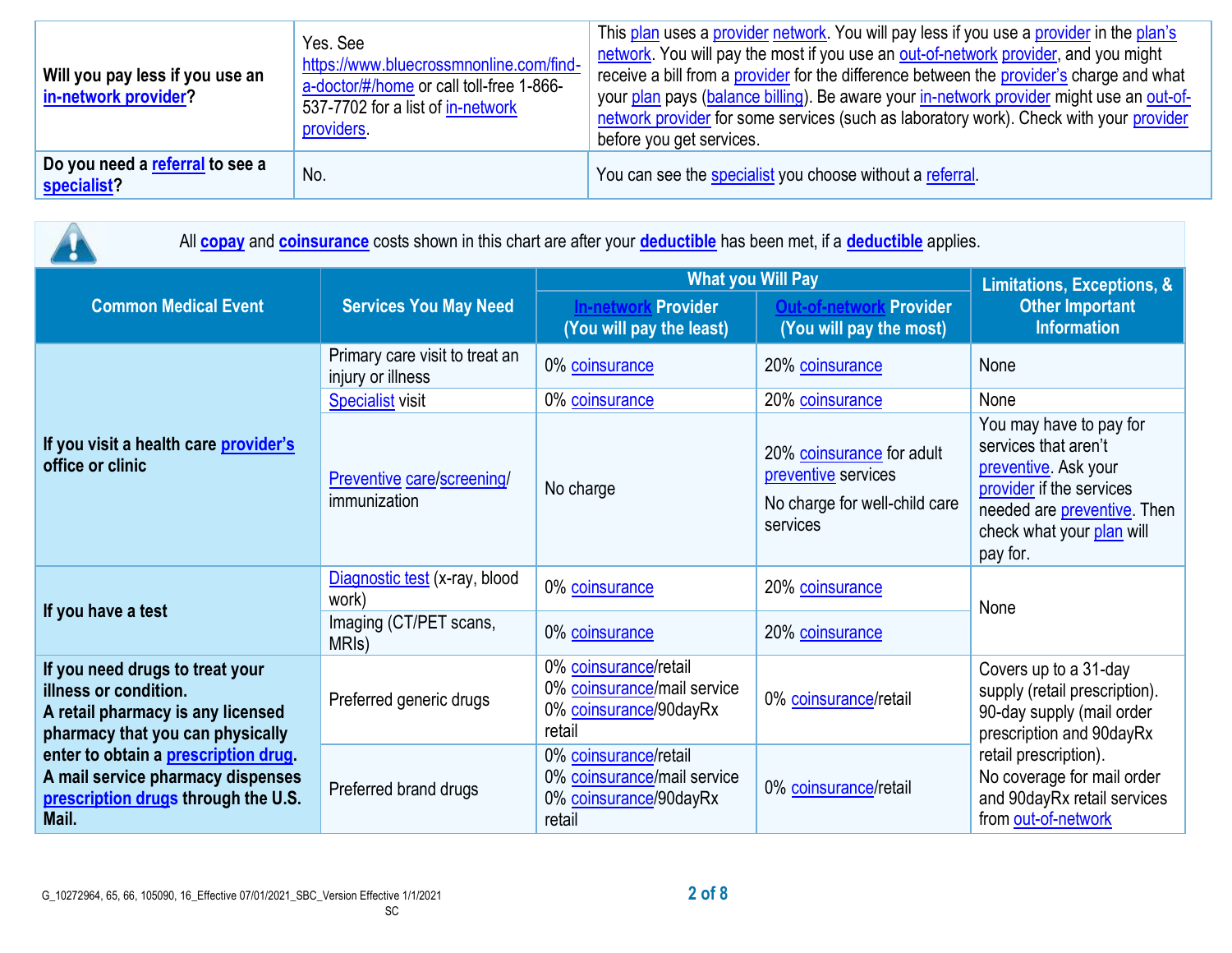| | | |
|---|---|---|
| **Will you pay less if you use an in-network provider?** | Yes. See https://www.bluecrossmnonline.com/find-a-doctor/#/home or call toll-free 1-866-537-7702 for a list of in-network providers. | This plan uses a provider network. You will pay less if you use a provider in the plan's network. You will pay the most if you use an out-of-network provider, and you might receive a bill from a provider for the difference between the provider's charge and what your plan pays (balance billing). Be aware your in-network provider might use an out-of-network provider for some services (such as laboratory work). Check with your provider before you get services. |
| **Do you need a referral to see a specialist?** | No. | You can see the specialist you choose without a referral. |

All **copay** and **coinsurance** costs shown in this chart are after your **deductible** has been met, if a **deductible** applies.

| Common Medical Event | Services You May Need | What you Will Pay | | Limitations, Exceptions, & Other Important Information |
|---|---|---|---|---|
| | | In-network Provider (You will pay the least) | Out-of-network Provider (You will pay the most) | |
| **If you visit a health care provider's office or clinic** | Primary care visit to treat an injury or illness | 0% coinsurance | 20% coinsurance | None |
| | Specialist visit | 0% coinsurance | 20% coinsurance | None |
| | Preventive care/screening/ immunization | No charge | 20% coinsurance for adult preventive services<br>No charge for well-child care services | You may have to pay for services that aren't preventive. Ask your provider if the services needed are preventive. Then check what your plan will pay for. |
| **If you have a test** | Diagnostic test (x-ray, blood work) | 0% coinsurance | 20% coinsurance | None |
| | Imaging (CT/PET scans, MRIs) | 0% coinsurance | 20% coinsurance | |
| **If you need drugs to treat your illness or condition.**<br>**A retail pharmacy is any licensed pharmacy that you can physically enter to obtain a prescription drug.**<br>**A mail service pharmacy dispenses prescription drugs through the U.S. Mail.** | Preferred generic drugs | 0% coinsurance/retail<br>0% coinsurance/mail service<br>0% coinsurance/90dayRx retail | 0% coinsurance/retail | Covers up to a 31-day supply (retail prescription). 90-day supply (mail order prescription and 90dayRx retail prescription).<br>No coverage for mail order and 90dayRx retail services from out-of-network |
| | Preferred brand drugs | 0% coinsurance/retail<br>0% coinsurance/mail service<br>0% coinsurance/90dayRx retail | 0% coinsurance/retail | |

G_10272964, 65, 66, 105090, 16_Effective 07/01/2021_SBC_Version Effective 1/1/2021
SC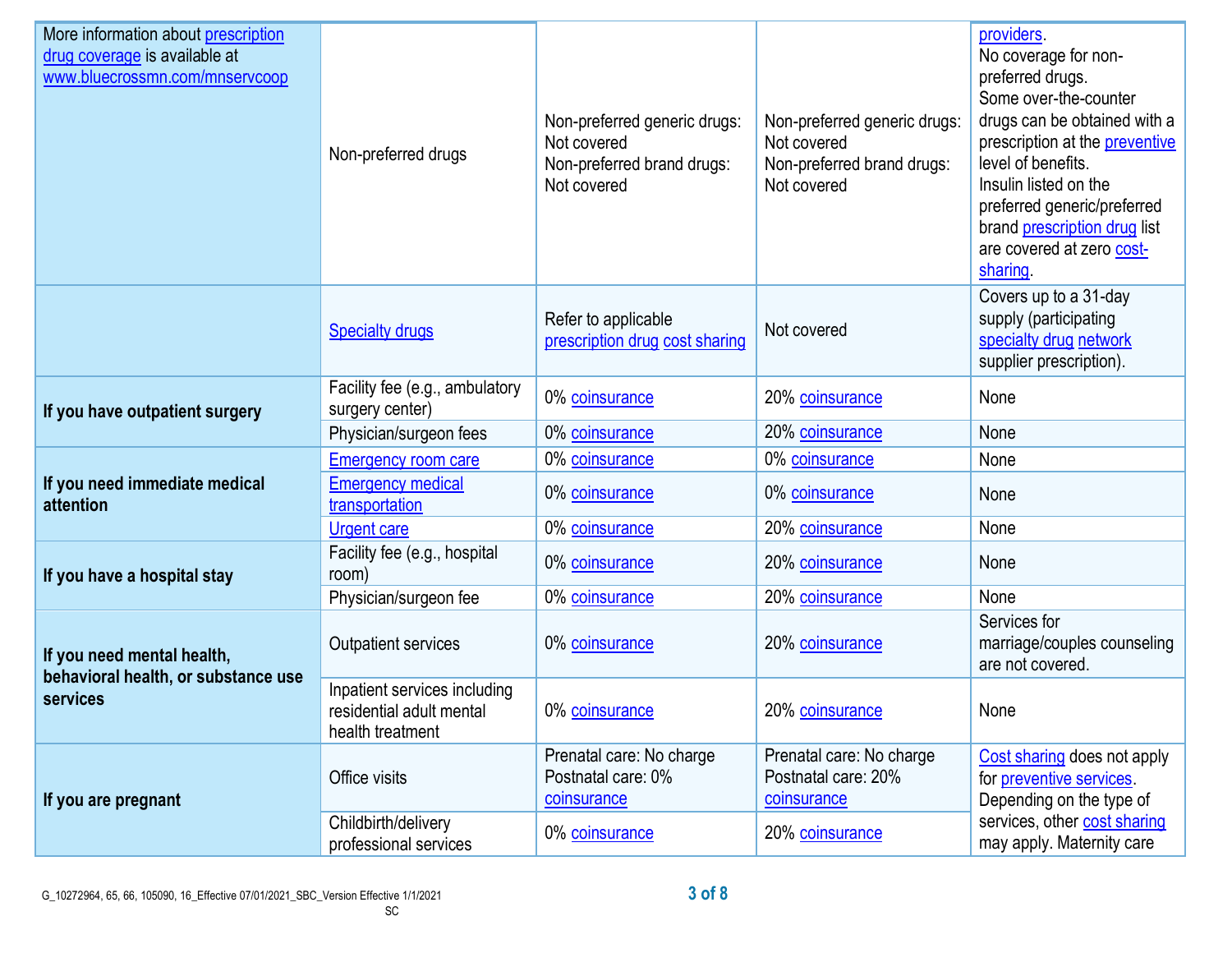| | | | | |
|---|---|---|---|---|
| More information about prescription drug coverage is available at www.bluecrossmn.com/mnservcoop | Non-preferred drugs | Non-preferred generic drugs: Not covered<br>Non-preferred brand drugs: Not covered | Non-preferred generic drugs: Not covered<br>Non-preferred brand drugs: Not covered | providers.<br>No coverage for non-preferred drugs.<br>Some over-the-counter drugs can be obtained with a prescription at the preventive level of benefits.<br>Insulin listed on the preferred generic/preferred brand prescription drug list are covered at zero cost-sharing. |
| | Specialty drugs | Refer to applicable prescription drug cost sharing | Not covered | Covers up to a 31-day supply (participating specialty drug network supplier prescription). |
| **If you have outpatient surgery** | Facility fee (e.g., ambulatory surgery center) | 0% coinsurance | 20% coinsurance | None |
| | Physician/surgeon fees | 0% coinsurance | 20% coinsurance | None |
| **If you need immediate medical attention** | Emergency room care | 0% coinsurance | 0% coinsurance | None |
| | Emergency medical transportation | 0% coinsurance | 0% coinsurance | None |
| | Urgent care | 0% coinsurance | 20% coinsurance | None |
| **If you have a hospital stay** | Facility fee (e.g., hospital room) | 0% coinsurance | 20% coinsurance | None |
| | Physician/surgeon fee | 0% coinsurance | 20% coinsurance | None |
| **If you need mental health, behavioral health, or substance use services** | Outpatient services | 0% coinsurance | 20% coinsurance | Services for marriage/couples counseling are not covered. |
| | Inpatient services including residential adult mental health treatment | 0% coinsurance | 20% coinsurance | None |
| **If you are pregnant** | Office visits | Prenatal care: No charge<br>Postnatal care: 0% coinsurance | Prenatal care: No charge<br>Postnatal care: 20% coinsurance | Cost sharing does not apply for preventive services. Depending on the type of services, other cost sharing may apply. Maternity care |
| | Childbirth/delivery professional services | 0% coinsurance | 20% coinsurance | |

G_10272964, 65, 66, 105090, 16_Effective 07/01/2021_SBC_Version Effective 1/1/2021
SC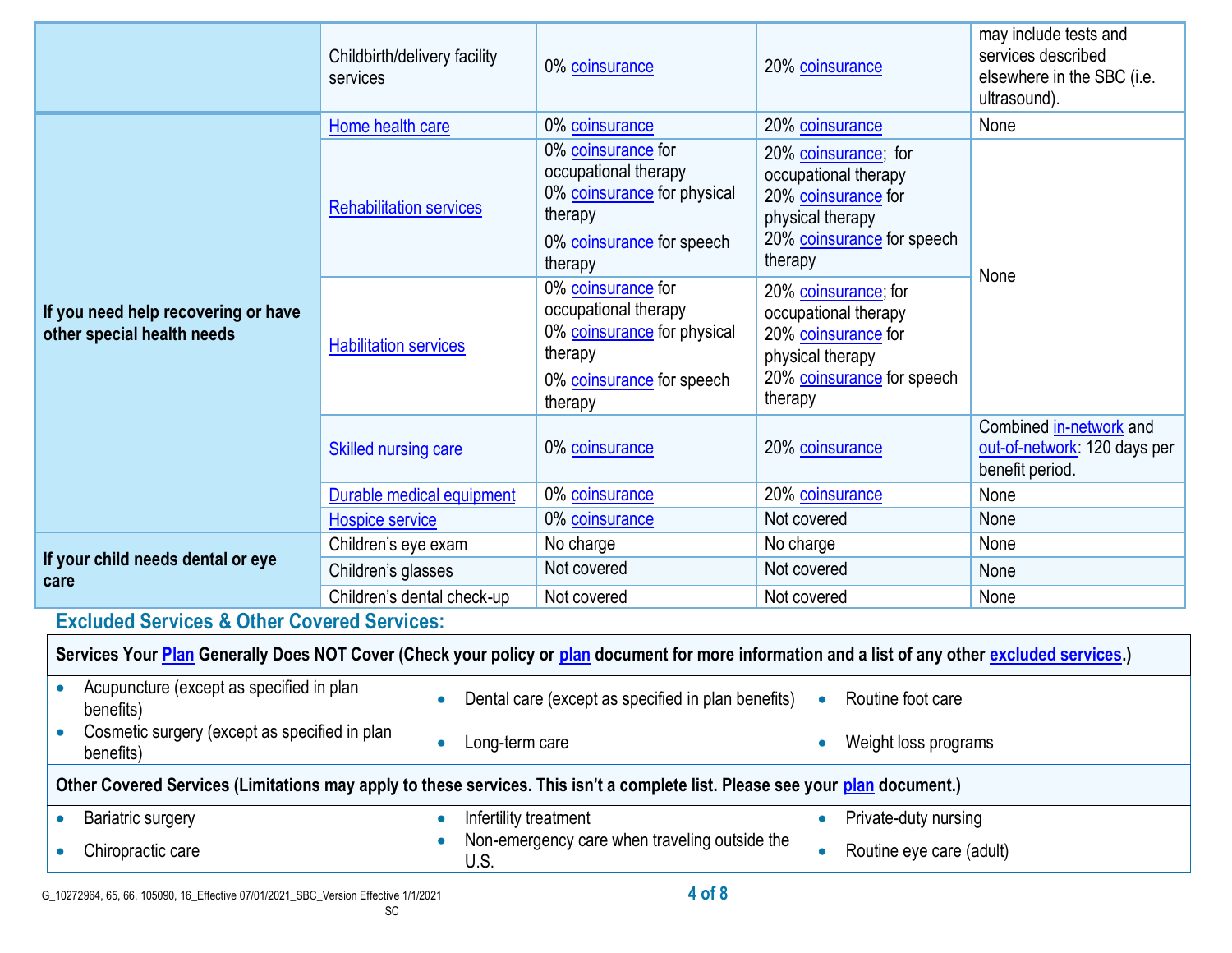| | | | | |
|---|---|---|---|---|
| | Childbirth/delivery facility services | 0% coinsurance | 20% coinsurance | may include tests and services described elsewhere in the SBC (i.e. ultrasound). |
| If you need help recovering or have other special health needs | Home health care | 0% coinsurance | 20% coinsurance | None |
| | Rehabilitation services | 0% coinsurance for occupational therapy<br>0% coinsurance for physical therapy<br>0% coinsurance for speech therapy | 20% coinsurance; for occupational therapy<br>20% coinsurance for physical therapy<br>20% coinsurance for speech therapy | None |
| | Habilitation services | 0% coinsurance for occupational therapy<br>0% coinsurance for physical therapy<br>0% coinsurance for speech therapy | 20% coinsurance; for occupational therapy<br>20% coinsurance for physical therapy<br>20% coinsurance for speech therapy | |
| | Skilled nursing care | 0% coinsurance | 20% coinsurance | Combined in-network and out-of-network: 120 days per benefit period. |
| | Durable medical equipment | 0% coinsurance | 20% coinsurance | None |
| | Hospice service | 0% coinsurance | Not covered | None |
| If your child needs dental or eye care | Children's eye exam | No charge | No charge | None |
| | Children's glasses | Not covered | Not covered | None |
| | Children's dental check-up | Not covered | Not covered | None |

## Excluded Services & Other Covered Services:

**Services Your Plan Generally Does NOT Cover (Check your policy or plan document for more information and a list of any other excluded services.)**

- Acupuncture (except as specified in plan benefits)
- Cosmetic surgery (except as specified in plan benefits)
- Dental care (except as specified in plan benefits)
- Long-term care
- Routine foot care
- Weight loss programs

**Other Covered Services (Limitations may apply to these services. This isn't a complete list. Please see your plan document.)**

- Bariatric surgery
- Chiropractic care
- Infertility treatment
- Non-emergency care when traveling outside the U.S.
- Private-duty nursing
- Routine eye care (adult)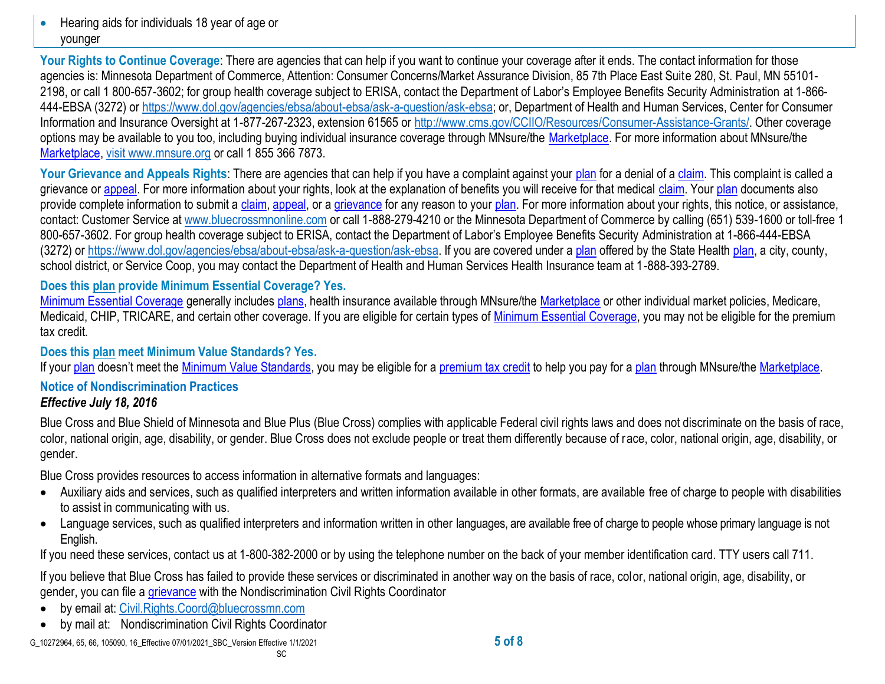- Hearing aids for individuals 18 year of age or younger

**Your Rights to Continue Coverage**: There are agencies that can help if you want to continue your coverage after it ends. The contact information for those agencies is: Minnesota Department of Commerce, Attention: Consumer Concerns/Market Assurance Division, 85 7th Place East Suite 280, St. Paul, MN 55101-2198, or call 1 800-657-3602; for group health coverage subject to ERISA, contact the Department of Labor's Employee Benefits Security Administration at 1-866-444-EBSA (3272) or https://www.dol.gov/agencies/ebsa/about-ebsa/ask-a-question/ask-ebsa; or, Department of Health and Human Services, Center for Consumer Information and Insurance Oversight at 1-877-267-2323, extension 61565 or http://www.cms.gov/CCIIO/Resources/Consumer-Assistance-Grants/. Other coverage options may be available to you too, including buying individual insurance coverage through MNsure/the Marketplace. For more information about MNsure/the Marketplace, visit www.mnsure.org or call 1 855 366 7873.

**Your Grievance and Appeals Rights**: There are agencies that can help if you have a complaint against your plan for a denial of a claim. This complaint is called a grievance or appeal. For more information about your rights, look at the explanation of benefits you will receive for that medical claim. Your plan documents also provide complete information to submit a claim, appeal, or a grievance for any reason to your plan. For more information about your rights, this notice, or assistance, contact: Customer Service at www.bluecrossmnonline.com or call 1-888-279-4210 or the Minnesota Department of Commerce by calling (651) 539-1600 or toll-free 1 800-657-3602. For group health coverage subject to ERISA, contact the Department of Labor's Employee Benefits Security Administration at 1-866-444-EBSA (3272) or https://www.dol.gov/agencies/ebsa/about-ebsa/ask-a-question/ask-ebsa. If you are covered under a plan offered by the State Health plan, a city, county, school district, or Service Coop, you may contact the Department of Health and Human Services Health Insurance team at 1-888-393-2789.

### Does this plan provide Minimum Essential Coverage? Yes.

Minimum Essential Coverage generally includes plans, health insurance available through MNsure/the Marketplace or other individual market policies, Medicare, Medicaid, CHIP, TRICARE, and certain other coverage. If you are eligible for certain types of Minimum Essential Coverage, you may not be eligible for the premium tax credit.

### Does this plan meet Minimum Value Standards? Yes.

If your plan doesn't meet the Minimum Value Standards, you may be eligible for a premium tax credit to help you pay for a plan through MNsure/the Marketplace.

### Notice of Nondiscrimination Practices

***Effective July 18, 2016***

Blue Cross and Blue Shield of Minnesota and Blue Plus (Blue Cross) complies with applicable Federal civil rights laws and does not discriminate on the basis of race, color, national origin, age, disability, or gender. Blue Cross does not exclude people or treat them differently because of race, color, national origin, age, disability, or gender.

Blue Cross provides resources to access information in alternative formats and languages:

- Auxiliary aids and services, such as qualified interpreters and written information available in other formats, are available free of charge to people with disabilities to assist in communicating with us.
- Language services, such as qualified interpreters and information written in other languages, are available free of charge to people whose primary language is not English.

If you need these services, contact us at 1-800-382-2000 or by using the telephone number on the back of your member identification card. TTY users call 711.

If you believe that Blue Cross has failed to provide these services or discriminated in another way on the basis of race, color, national origin, age, disability, or gender, you can file a grievance with the Nondiscrimination Civil Rights Coordinator

- by email at: Civil.Rights.Coord@bluecrossmn.com
- by mail at: Nondiscrimination Civil Rights Coordinator

G_10272964, 65, 66, 105090, 16_Effective 07/01/2021_SBC_Version Effective 1/1/2021

SC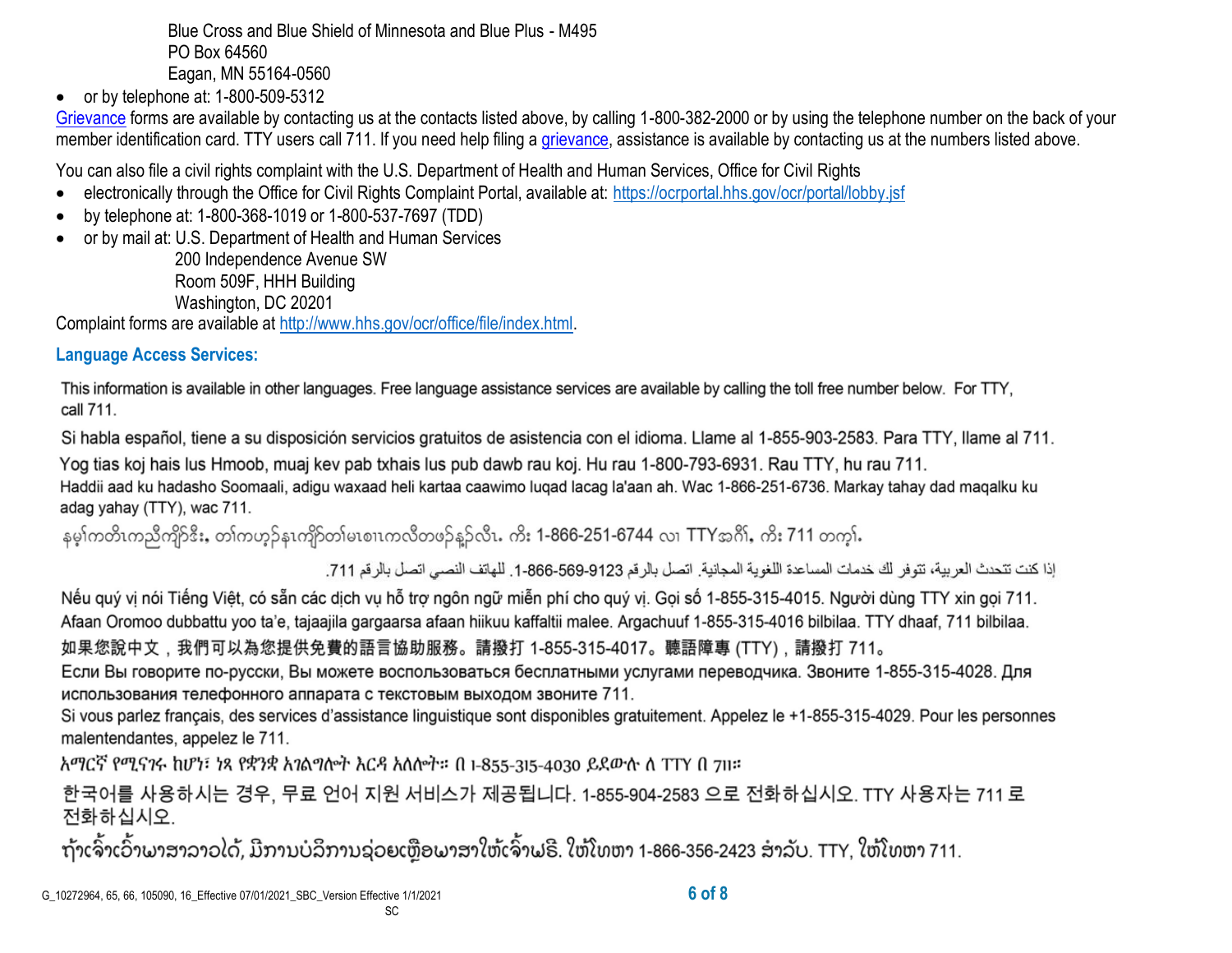Blue Cross and Blue Shield of Minnesota and Blue Plus - M495
PO Box 64560
Eagan, MN 55164-0560

- or by telephone at: 1-800-509-5312

Grievance forms are available by contacting us at the contacts listed above, by calling 1-800-382-2000 or by using the telephone number on the back of your member identification card. TTY users call 711. If you need help filing a grievance, assistance is available by contacting us at the numbers listed above.

You can also file a civil rights complaint with the U.S. Department of Health and Human Services, Office for Civil Rights

- electronically through the Office for Civil Rights Complaint Portal, available at: https://ocrportal.hhs.gov/ocr/portal/lobby.jsf
- by telephone at: 1-800-368-1019 or 1-800-537-7697 (TDD)
- or by mail at: U.S. Department of Health and Human Services
  200 Independence Avenue SW
  Room 509F, HHH Building
  Washington, DC 20201

Complaint forms are available at http://www.hhs.gov/ocr/office/file/index.html.

### Language Access Services:

This information is available in other languages. Free language assistance services are available by calling the toll free number below. For TTY, call 711.

Si habla español, tiene a su disposición servicios gratuitos de asistencia con el idioma. Llame al 1-855-903-2583. Para TTY, llame al 711.

Yog tias koj hais lus Hmoob, muaj kev pab txhais lus pub dawb rau koj. Hu rau 1-800-793-6931. Rau TTY, hu rau 711.

Haddii aad ku hadasho Soomaali, adigu waxaad heli kartaa caawimo luqad lacag la'aan ah. Wac 1-866-251-6736. Markay tahay dad maqalku ku adag yahay (TTY), wac 711.

နမ့ၢ်ကတိၤကညီကျိာ်ဒီး, တၢ်ကဟ့ၣ်နၤကျိာ်တၢ်မၤစၢၤကလီတဖၣ်န့ၣ်လီၤ. ကိး 1-866-251-6744 လၢ TTYအဂီၢ်, ကိး 711 တက့ၢ်.

إذا كنت تتحدث العربية، تتوفر لك خدمات المساعدة اللغوية المجانية. اتصل بالرقم 1-866-569-9123. للهاتف النصي اتصل بالرقم 711.

Nếu quý vị nói Tiếng Việt, có sẵn các dịch vụ hỗ trợ ngôn ngữ miễn phí cho quý vị. Gọi số 1-855-315-4015. Người dùng TTY xin gọi 711.

Afaan Oromoo dubbattu yoo ta'e, tajaajila gargaarsa afaan hiikuu kaffaltii malee. Argachuuf 1-855-315-4016 bilbilaa. TTY dhaaf, 711 bilbilaa.

如果您說中文，我們可以為您提供免費的語言協助服務。請撥打 1-855-315-4017。聽語障專 (TTY)，請撥打 711。

Если Вы говорите по-русски, Вы можете воспользоваться бесплатными услугами переводчика. Звоните 1-855-315-4028. Для использования телефонного аппарата с текстовым выходом звоните 711.

Si vous parlez français, des services d'assistance linguistique sont disponibles gratuitement. Appelez le +1-855-315-4029. Pour les personnes malentendantes, appelez le 711.

አማርኛ የሚናገሩ ከሆነ፣ ነጻ የቋንቋ አገልግሎት እርዳ አለሎት። በ 1-855-315-4030 ይደውሉ ለ TTY በ 711።

한국어를 사용하시는 경우, 무료 언어 지원 서비스가 제공됩니다. 1-855-904-2583 으로 전화하십시오. TTY 사용자는 711 로 전화하십시오.

ຖ້າເຈົ້າເວົ້າພາສາລາວໄດ້, ມີການບໍລິການຊ່ວຍເຫຼືອພາສາໃຫ້ເຈົ້າຟຣີ. ໃຫ້ໂທຫາ 1-866-356-2423 ສໍາລັບ. TTY, ໃຫ້ໂທຫາ 711.

G_10272964, 65, 66, 105090, 16_Effective 07/01/2021_SBC_Version Effective 1/1/2021
SC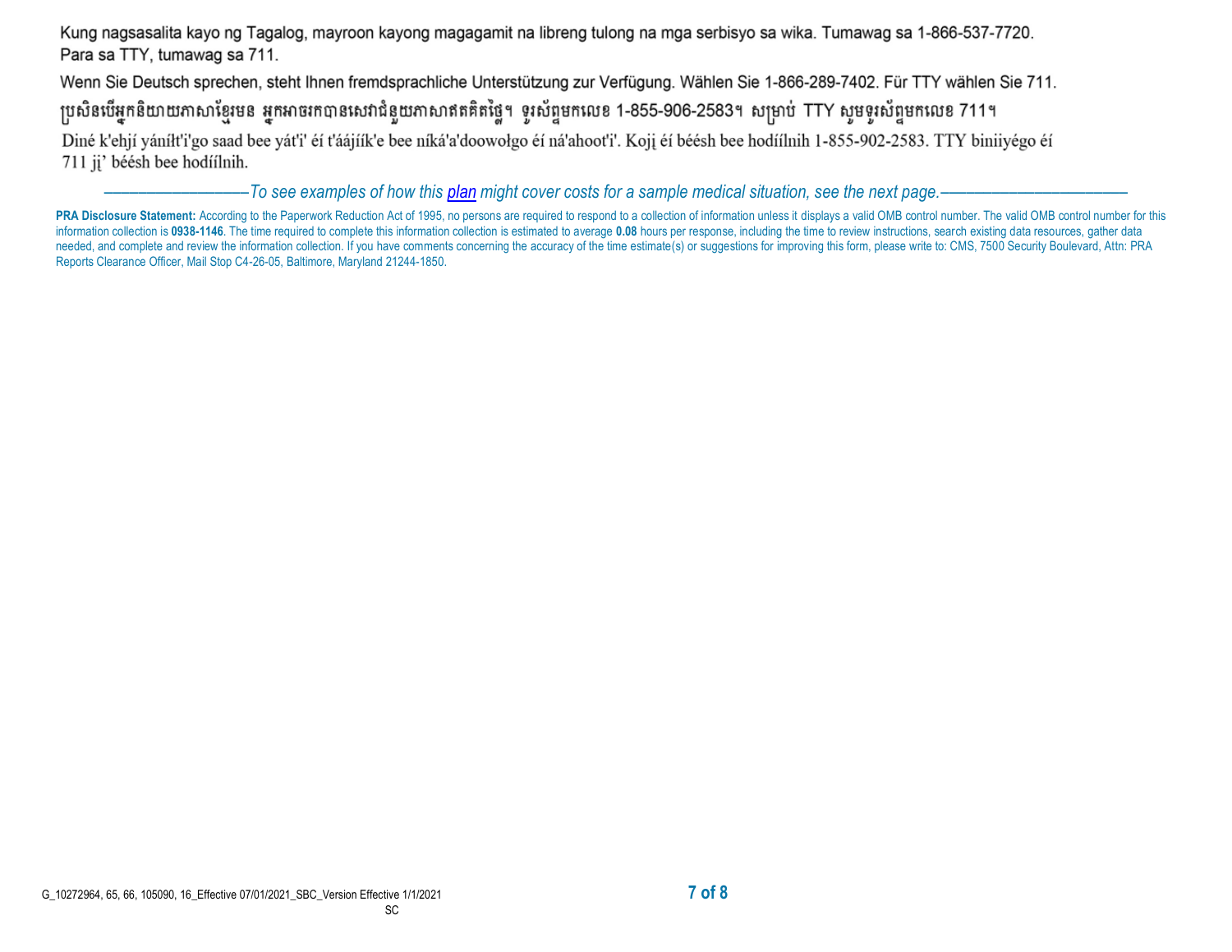Kung nagsasalita kayo ng Tagalog, mayroon kayong magagamit na libreng tulong na mga serbisyo sa wika. Tumawag sa 1-866-537-7720. Para sa TTY, tumawag sa 711.

Wenn Sie Deutsch sprechen, steht Ihnen fremdsprachliche Unterstützung zur Verfügung. Wählen Sie 1-866-289-7402. Für TTY wählen Sie 711.

ប្រសិនបើអ្នកនិយាយភាសាខ្មែរមន អ្នកអាចរកបានសេវាជំនួយភាសាឥតគិតថ្លៃ។ ទូរស័ព្ទមកលេខ 1-855-906-2583។ សម្រាប់ TTY សូមទូរស័ព្ទមកលេខ 711។

Diné k'ehjí yáníłt'i'go saad bee yát'i' éí t'áájíík'e bee níká'a'doowołgo éí ná'ahoot'i'. Kojį éí béésh bee hodíílnih 1-855-902-2583. TTY biniiyégo éí 711 jį' béésh bee hodíílnih.

*——————————To see examples of how this plan might cover costs for a sample medical situation, see the next page.——————————*

**PRA Disclosure Statement:** According to the Paperwork Reduction Act of 1995, no persons are required to respond to a collection of information unless it displays a valid OMB control number. The valid OMB control number for this information collection is **0938-1146**. The time required to complete this information collection is estimated to average **0.08** hours per response, including the time to review instructions, search existing data resources, gather data needed, and complete and review the information collection. If you have comments concerning the accuracy of the time estimate(s) or suggestions for improving this form, please write to: CMS, 7500 Security Boulevard, Attn: PRA Reports Clearance Officer, Mail Stop C4-26-05, Baltimore, Maryland 21244-1850.

G_10272964, 65, 66, 105090, 16_Effective 07/01/2021_SBC_Version Effective 1/1/2021
SC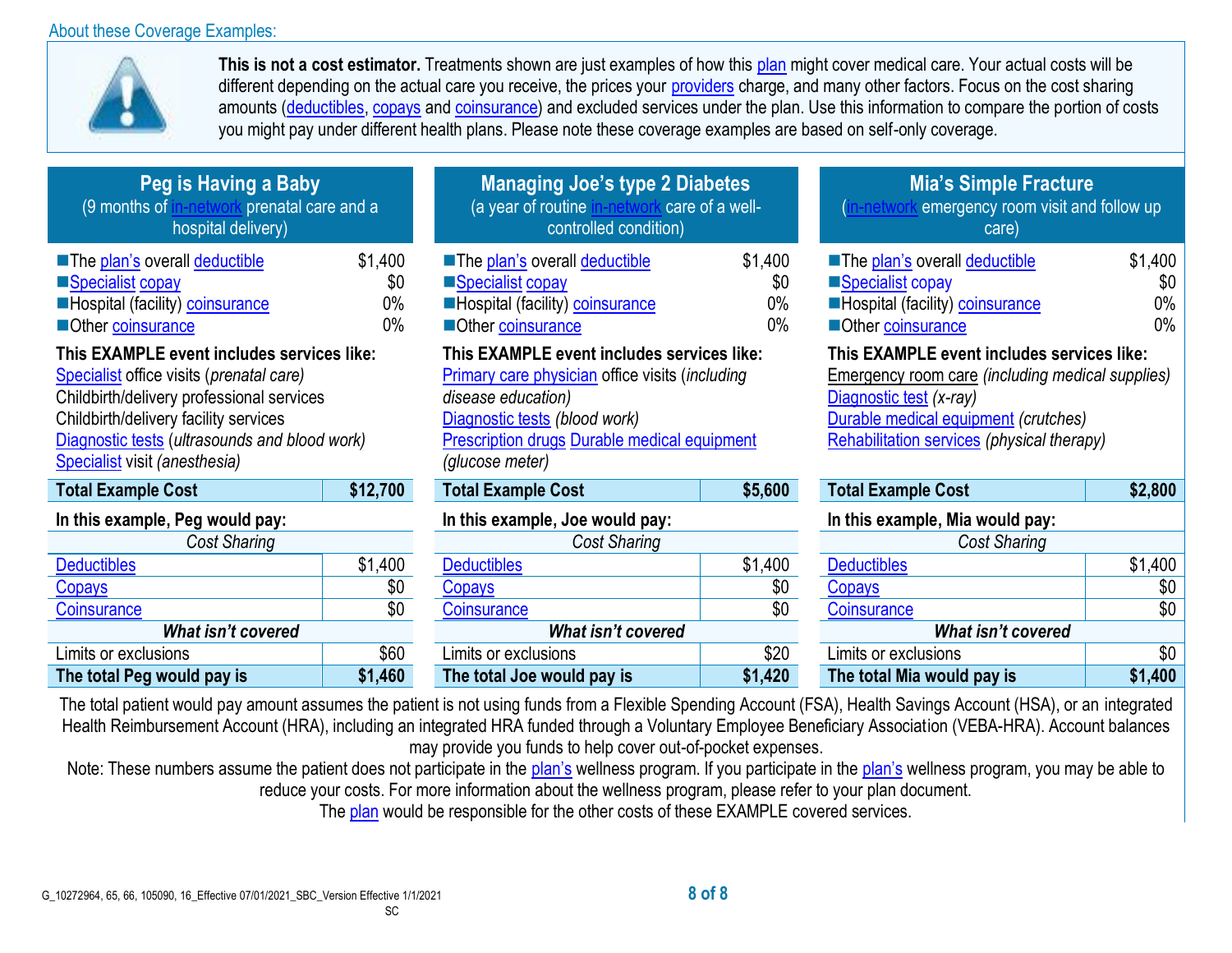About these Coverage Examples:

**This is not a cost estimator.** Treatments shown are just examples of how this plan might cover medical care. Your actual costs will be different depending on the actual care you receive, the prices your providers charge, and many other factors. Focus on the cost sharing amounts (deductibles, copays and coinsurance) and excluded services under the plan. Use this information to compare the portion of costs you might pay under different health plans. Please note these coverage examples are based on self-only coverage.

## Peg is Having a Baby

(9 months of in-network prenatal care and a hospital delivery)

| | |
|---|---|
| The plan's overall deductible | $1,400 |
| Specialist copay | $0 |
| Hospital (facility) coinsurance | 0% |
| Other coinsurance | 0% |

**This EXAMPLE event includes services like:**
Specialist office visits (*prenatal care)*
Childbirth/delivery professional services
Childbirth/delivery facility services
Diagnostic tests (*ultrasounds and blood work)*
Specialist visit *(anesthesia)*

| **Total Example Cost** | **$12,700** |
|---|---|
| **In this example, Peg would pay:** | |
| *Cost Sharing* | |
| Deductibles | $1,400 |
| Copays | $0 |
| Coinsurance | $0 |
| ***What isn't covered*** | |
| Limits or exclusions | $60 |
| **The total Peg would pay is** | **$1,460** |

## Managing Joe's type 2 Diabetes

(a year of routine in-network care of a well-controlled condition)

| | |
|---|---|
| The plan's overall deductible | $1,400 |
| Specialist copay | $0 |
| Hospital (facility) coinsurance | 0% |
| Other coinsurance | 0% |

**This EXAMPLE event includes services like:**
Primary care physician office visits (*including disease education)*
Diagnostic tests *(blood work)*
Prescription drugs Durable medical equipment *(glucose meter)*

| **Total Example Cost** | **$5,600** |
|---|---|
| **In this example, Joe would pay:** | |
| *Cost Sharing* | |
| Deductibles | $1,400 |
| Copays | $0 |
| Coinsurance | $0 |
| ***What isn't covered*** | |
| Limits or exclusions | $20 |
| **The total Joe would pay is** | **$1,420** |

## Mia's Simple Fracture

(in-network emergency room visit and follow up care)

| | |
|---|---|
| The plan's overall deductible | $1,400 |
| Specialist copay | $0 |
| Hospital (facility) coinsurance | 0% |
| Other coinsurance | 0% |

**This EXAMPLE event includes services like:**
Emergency room care *(including medical supplies)*
Diagnostic test *(x-ray)*
Durable medical equipment *(crutches)*
Rehabilitation services *(physical therapy)*

| **Total Example Cost** | **$2,800** |
|---|---|
| **In this example, Mia would pay:** | |
| *Cost Sharing* | |
| Deductibles | $1,400 |
| Copays | $0 |
| Coinsurance | $0 |
| ***What isn't covered*** | |
| Limits or exclusions | $0 |
| **The total Mia would pay is** | **$1,400** |

The total patient would pay amount assumes the patient is not using funds from a Flexible Spending Account (FSA), Health Savings Account (HSA), or an integrated Health Reimbursement Account (HRA), including an integrated HRA funded through a Voluntary Employee Beneficiary Association (VEBA-HRA). Account balances may provide you funds to help cover out-of-pocket expenses.

Note: These numbers assume the patient does not participate in the plan's wellness program. If you participate in the plan's wellness program, you may be able to reduce your costs. For more information about the wellness program, please refer to your plan document.

The plan would be responsible for the other costs of these EXAMPLE covered services.

G_10272964, 65, 66, 105090, 16_Effective 07/01/2021_SBC_Version Effective 1/1/2021
SC